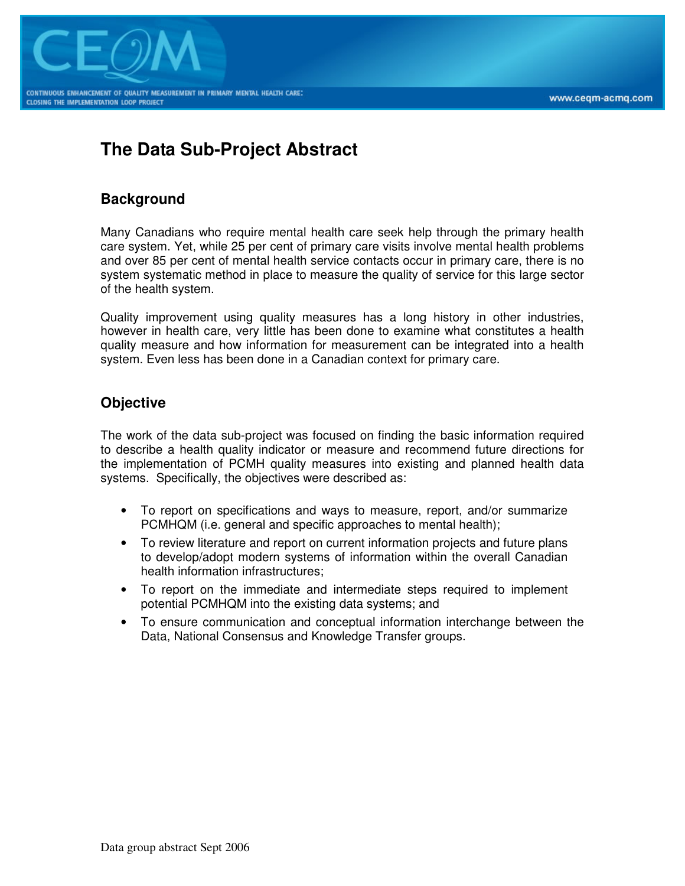# The Data Sub-Project Abstract

## Background

Many Canadians who require mental health care seek help through the primary health care system. Yet, while 25 per cent of primary care visits involve mental health problems and over 85 per cent of mental health service contacts occur in primary care, there is no system systematic method in place to measure the quality of service for this large sector of the health system.

Quality improvement using quality measures has a long history in other industries, however in health care, very little has been done to examine what constitutes a health quality measure and how information for measurement can be integrated into a health system. Even less has been done in a Canadian context for primary care.

## Objective

The work of the data sub-project was focused on finding the basic information required to describe a health quality indicator or measure and recommend future directions for the implementation of PCMH quality measures into existing and planned health data systems. Specifically, the objectives were described as:

- To report on specifications and ways to measure, report, and/or summarize PCMHQM (i.e. general and specific approaches to mental health);
- To review literature and report on current information projects and future plans to develop/adopt modern systems of information within the overall Canadian health information infrastructures;
- To report on the immediate and intermediate steps required to implement potential PCMHQM into the existing data systems; and
- To ensure communication and conceptual information interchange between the Data, National Consensus and Knowledge Transfer groups.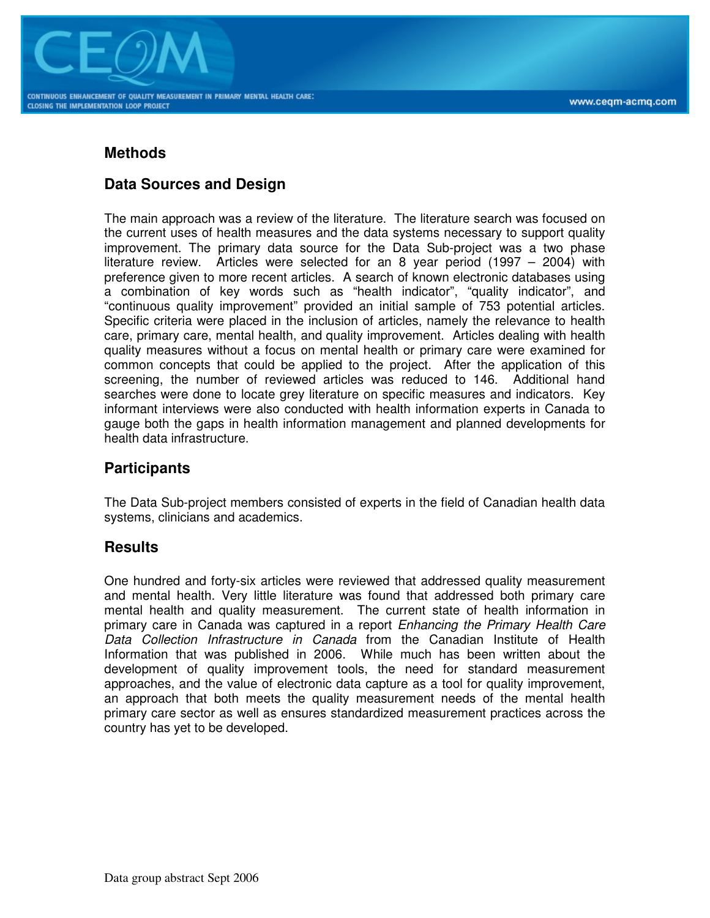## Methods

## Data Sources and Design

The main approach was a review of the literature. The literature search was focused on the current uses of health measures and the data systems necessary to support quality improvement. The primary data source for the Data Sub-project was a two phase literature review. Articles were selected for an 8 year period (1997 – 2004) with preference given to more recent articles. A search of known electronic databases using a combination of key words such as “health indicator”, “quality indicator”, and “continuous quality improvement” provided an initial sample of 753 potential articles. Specific criteria were placed in the inclusion of articles, namely the relevance to health care, primary care, mental health, and quality improvement. Articles dealing with health quality measures without a focus on mental health or primary care were examined for common concepts that could be applied to the project. After the application of this screening, the number of reviewed articles was reduced to 146. Additional hand searches were done to locate grey literature on specific measures and indicators. Key informant interviews were also conducted with health information experts in Canada to gauge both the gaps in health information management and planned developments for health data infrastructure.

## Participants

The Data Sub-project members consisted of experts in the field of Canadian health data systems, clinicians and academics.

## Results

One hundred and forty-six articles were reviewed that addressed quality measurement and mental health. Very little literature was found that addressed both primary care mental health and quality measurement. The current state of health information in primary care in Canada was captured in a report *Enhancing the Primary Health Care Data Collection Infrastructure in Canada* from the Canadian Institute of Health Information that was published in 2006. While much has been written about the development of quality improvement tools, the need for standard measurement approaches, and the value of electronic data capture as a tool for quality improvement, an approach that both meets the quality measurement needs of the mental health primary care sector as well as ensures standardized measurement practices across the country has yet to be developed.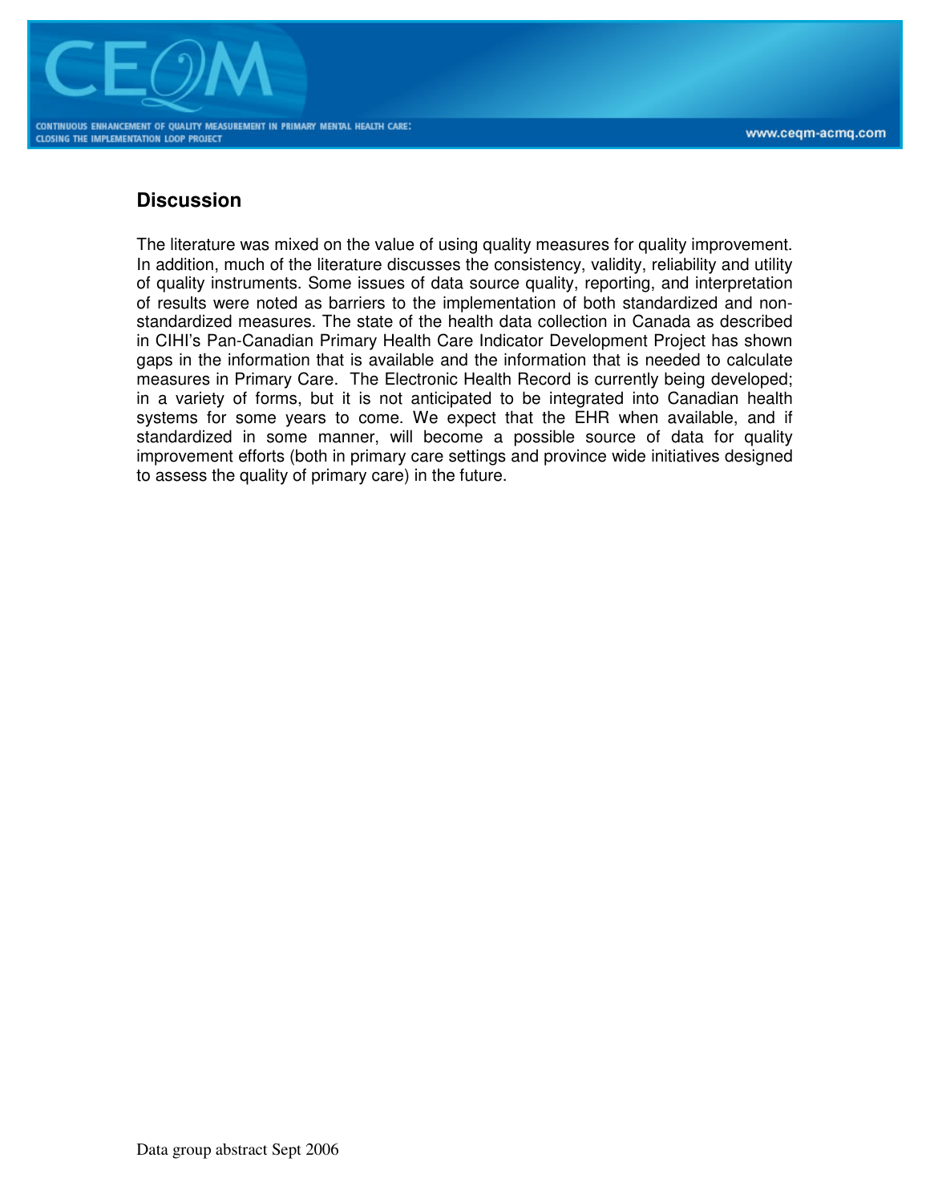## Discussion

The literature was mixed on the value of using quality measures for quality improvement. In addition, much of the literature discusses the consistency, validity, reliability and utility of quality instruments. Some issues of data source quality, reporting, and interpretation of results were noted as barriers to the implementation of both standardized and non-standardized measures. The state of the health data collection in Canada as described in CIHI's Pan-Canadian Primary Health Care Indicator Development Project has shown gaps in the information that is available and the information that is needed to calculate measures in Primary Care. The Electronic Health Record is currently being developed; in a variety of forms, but it is not anticipated to be integrated into Canadian health systems for some years to come. We expect that the EHR when available, and if standardized in some manner, will become a possible source of data for quality improvement efforts (both in primary care settings and province wide initiatives designed to assess the quality of primary care) in the future.